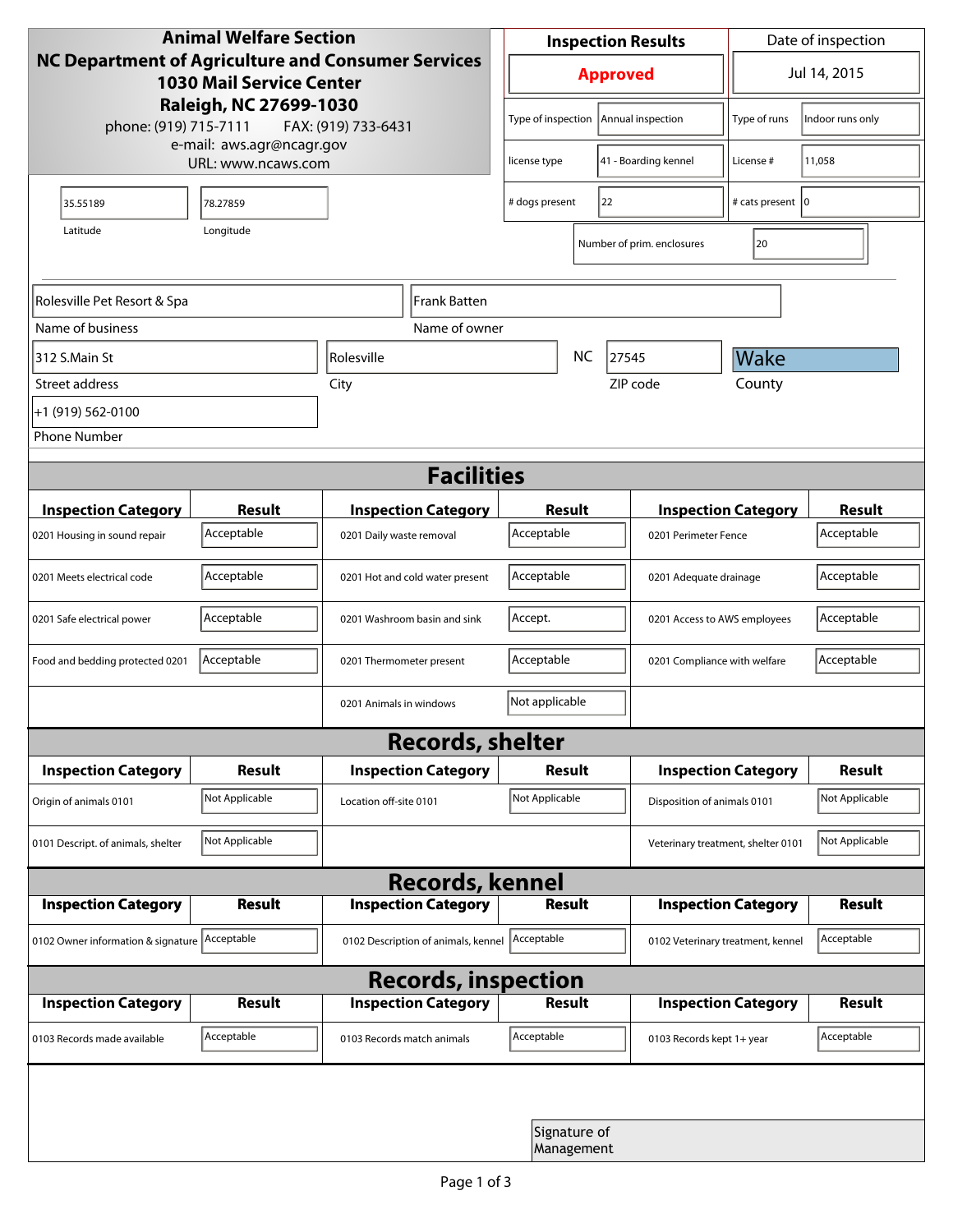# Animal Welfare Section
**NC Department of Agriculture and Consumer Services**
**1030 Mail Service Center**
**Raleigh, NC 27699-1030**
phone: (919) 715-7111    FAX: (919) 733-6431
e-mail: aws.agr@ncagr.gov
URL: www.ncaws.com

| Inspection Results | Date of inspection |
|---|---|
| **Approved** | Jul 14, 2015 |

| | | | |
|---|---|---|---|
| Type of inspection | Annual inspection | Type of runs | Indoor runs only |
| license type | 41 - Boarding kennel | License # | 11,058 |
| # dogs present | 22 | # cats present | 0 |
| Number of prim. enclosures | 20 | | |

| Latitude | Longitude |
|---|---|
| 35.55189 | 78.27859 |

| Name of business | Name of owner |
|---|---|
| Rolesville Pet Resort & Spa | Frank Batten |

| Street address | City | State | ZIP code | County |
|---|---|---|---|---|
| 312 S.Main St | Rolesville | NC | 27545 | Wake |

Phone Number: +1 (919) 562-0100

## Facilities

| Inspection Category | Result | Inspection Category | Result | Inspection Category | Result |
|---|---|---|---|---|---|
| 0201 Housing in sound repair | Acceptable | 0201 Daily waste removal | Acceptable | 0201 Perimeter Fence | Acceptable |
| 0201 Meets electrical code | Acceptable | 0201 Hot and cold water present | Acceptable | 0201 Adequate drainage | Acceptable |
| 0201 Safe electrical power | Acceptable | 0201 Washroom basin and sink | Accept. | 0201 Access to AWS employees | Acceptable |
| Food and bedding protected 0201 | Acceptable | 0201 Thermometer present | Acceptable | 0201 Compliance with welfare | Acceptable |
| | | 0201 Animals in windows | Not applicable | | |

## Records, shelter

| Inspection Category | Result | Inspection Category | Result | Inspection Category | Result |
|---|---|---|---|---|---|
| Origin of animals 0101 | Not Applicable | Location off-site 0101 | Not Applicable | Disposition of animals 0101 | Not Applicable |
| 0101 Descript. of animals, shelter | Not Applicable | | | Veterinary treatment, shelter 0101 | Not Applicable |

## Records, kennel

| Inspection Category | Result | Inspection Category | Result | Inspection Category | Result |
|---|---|---|---|---|---|
| 0102 Owner information & signature | Acceptable | 0102 Description of animals, kennel | Acceptable | 0102 Veterinary treatment, kennel | Acceptable |

## Records, inspection

| Inspection Category | Result | Inspection Category | Result | Inspection Category | Result |
|---|---|---|---|---|---|
| 0103 Records made available | Acceptable | 0103 Records match animals | Acceptable | 0103 Records kept 1+ year | Acceptable |

Signature of Management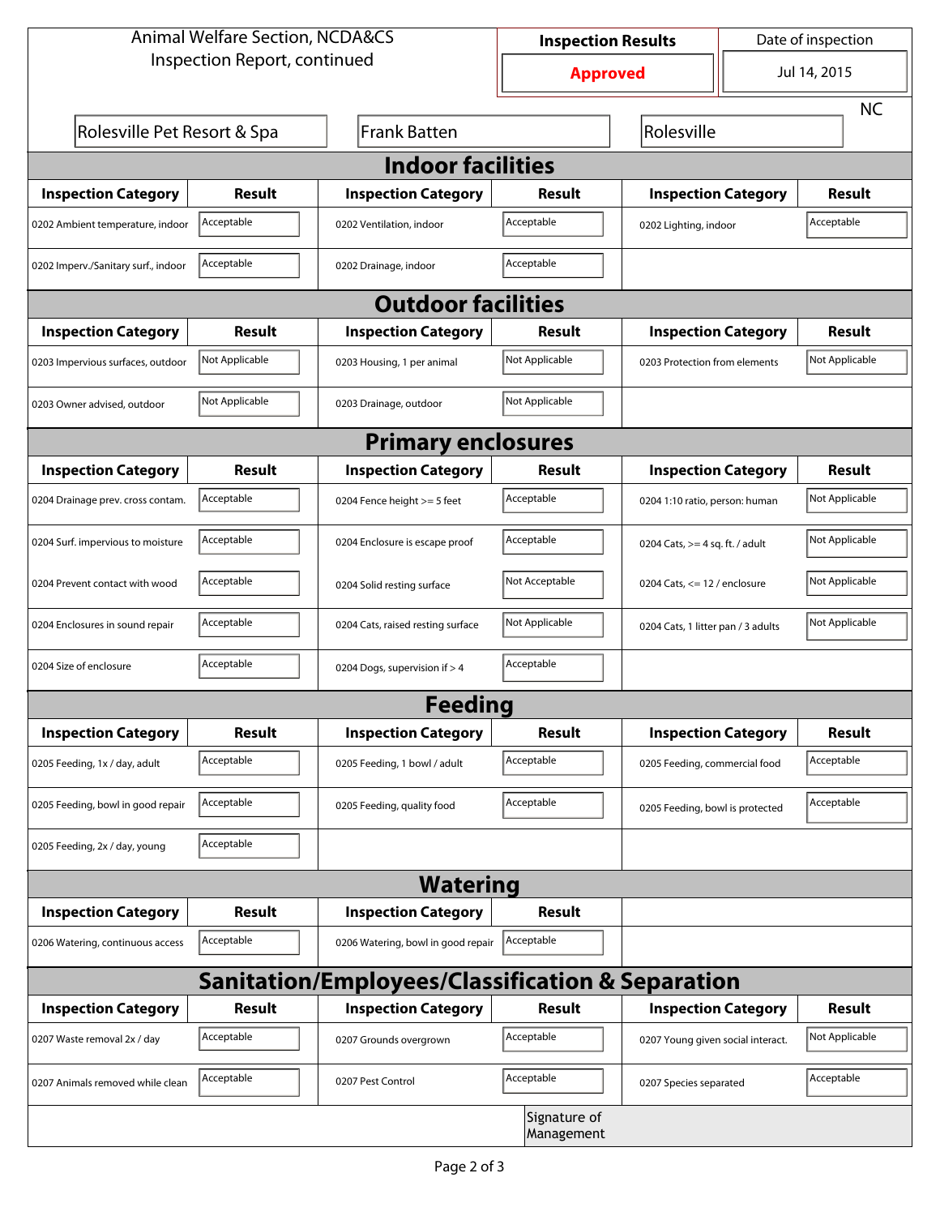Animal Welfare Section, NCDA&CS
Inspection Report, continued

| Inspection Results | Date of inspection |
|---|---|
| Approved | Jul 14, 2015 |

Rolesville Pet Resort & Spa | Frank Batten | Rolesville | NC

## Indoor facilities

| Inspection Category | Result | Inspection Category | Result | Inspection Category | Result |
|---|---|---|---|---|---|
| 0202 Ambient temperature, indoor | Acceptable | 0202 Ventilation, indoor | Acceptable | 0202 Lighting, indoor | Acceptable |
| 0202 Imperv./Sanitary surf., indoor | Acceptable | 0202 Drainage, indoor | Acceptable | | |

## Outdoor facilities

| Inspection Category | Result | Inspection Category | Result | Inspection Category | Result |
|---|---|---|---|---|---|
| 0203 Impervious surfaces, outdoor | Not Applicable | 0203 Housing, 1 per animal | Not Applicable | 0203 Protection from elements | Not Applicable |
| 0203 Owner advised, outdoor | Not Applicable | 0203 Drainage, outdoor | Not Applicable | | |

## Primary enclosures

| Inspection Category | Result | Inspection Category | Result | Inspection Category | Result |
|---|---|---|---|---|---|
| 0204 Drainage prev. cross contam. | Acceptable | 0204 Fence height >= 5 feet | Acceptable | 0204 1:10 ratio, person: human | Not Applicable |
| 0204 Surf. impervious to moisture | Acceptable | 0204 Enclosure is escape proof | Acceptable | 0204 Cats, >= 4 sq. ft. / adult | Not Applicable |
| 0204 Prevent contact with wood | Acceptable | 0204 Solid resting surface | Not Acceptable | 0204 Cats, <= 12 / enclosure | Not Applicable |
| 0204 Enclosures in sound repair | Acceptable | 0204 Cats, raised resting surface | Not Applicable | 0204 Cats, 1 litter pan / 3 adults | Not Applicable |
| 0204 Size of enclosure | Acceptable | 0204 Dogs, supervision if > 4 | Acceptable | | |

## Feeding

| Inspection Category | Result | Inspection Category | Result | Inspection Category | Result |
|---|---|---|---|---|---|
| 0205 Feeding, 1x / day, adult | Acceptable | 0205 Feeding, 1 bowl / adult | Acceptable | 0205 Feeding, commercial food | Acceptable |
| 0205 Feeding, bowl in good repair | Acceptable | 0205 Feeding, quality food | Acceptable | 0205 Feeding, bowl is protected | Acceptable |
| 0205 Feeding, 2x / day, young | Acceptable | | | | |

## Watering

| Inspection Category | Result | Inspection Category | Result |
|---|---|---|---|
| 0206 Watering, continuous access | Acceptable | 0206 Watering, bowl in good repair | Acceptable |

## Sanitation/Employees/Classification & Separation

| Inspection Category | Result | Inspection Category | Result | Inspection Category | Result |
|---|---|---|---|---|---|
| 0207 Waste removal 2x / day | Acceptable | 0207 Grounds overgrown | Acceptable | 0207 Young given social interact. | Not Applicable |
| 0207 Animals removed while clean | Acceptable | 0207 Pest Control | Acceptable | 0207 Species separated | Acceptable |

Signature of Management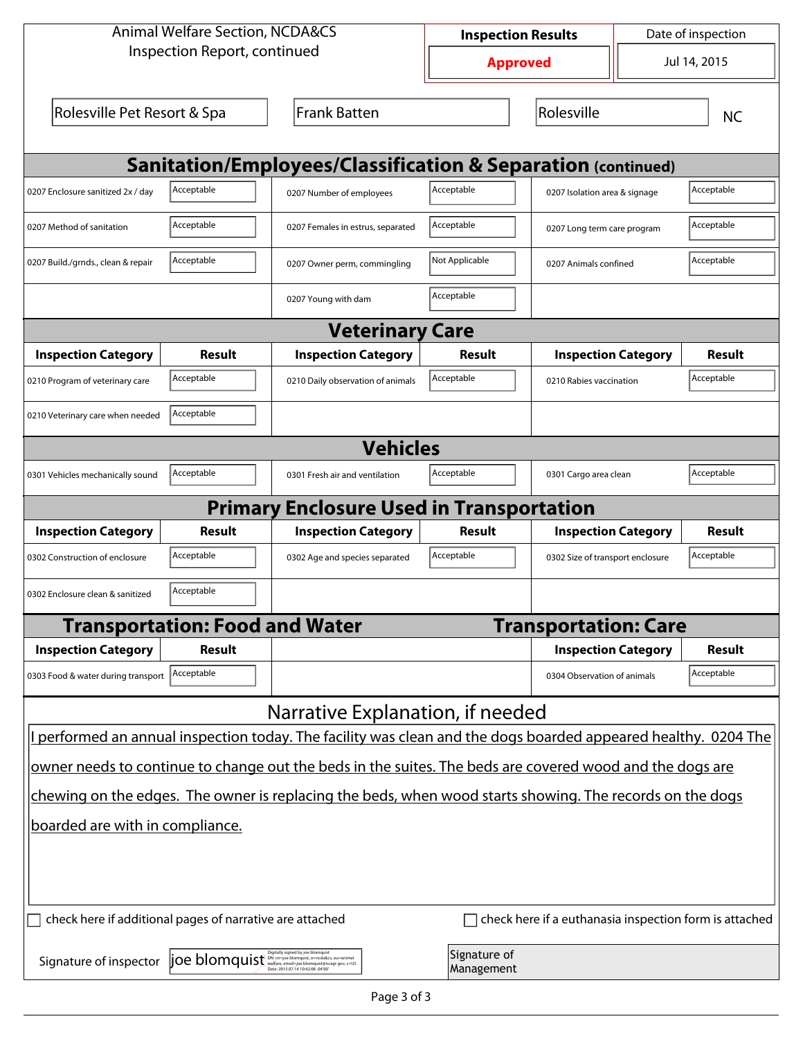Animal Welfare Section, NCDA&CS
Inspection Report, continued

| Inspection Results | Date of inspection |
|---|---|
| **Approved** | Jul 14, 2015 |

Rolesville Pet Resort & Spa | Frank Batten | Rolesville | NC

## Sanitation/Employees/Classification & Separation (continued)

| | | | | | |
|---|---|---|---|---|---|
| 0207 Enclosure sanitized 2x / day | Acceptable | 0207 Number of employees | Acceptable | 0207 Isolation area & signage | Acceptable |
| 0207 Method of sanitation | Acceptable | 0207 Females in estrus, separated | Acceptable | 0207 Long term care program | Acceptable |
| 0207 Build./grnds., clean & repair | Acceptable | 0207 Owner perm, commingling | Not Applicable | 0207 Animals confined | Acceptable |
| | | 0207 Young with dam | Acceptable | | |

## Veterinary Care

| Inspection Category | Result | Inspection Category | Result | Inspection Category | Result |
|---|---|---|---|---|---|
| 0210 Program of veterinary care | Acceptable | 0210 Daily observation of animals | Acceptable | 0210 Rabies vaccination | Acceptable |
| 0210 Veterinary care when needed | Acceptable | | | | |

## Vehicles

| | | | | | |
|---|---|---|---|---|---|
| 0301 Vehicles mechanically sound | Acceptable | 0301 Fresh air and ventilation | Acceptable | 0301 Cargo area clean | Acceptable |

## Primary Enclosure Used in Transportation

| Inspection Category | Result | Inspection Category | Result | Inspection Category | Result |
|---|---|---|---|---|---|
| 0302 Construction of enclosure | Acceptable | 0302 Age and species separated | Acceptable | 0302 Size of transport enclosure | Acceptable |
| 0302 Enclosure clean & sanitized | Acceptable | | | | |

## Transportation: Food and Water

| Inspection Category | Result |
|---|---|
| 0303 Food & water during transport | Acceptable |

## Transportation: Care

| Inspection Category | Result |
|---|---|
| 0304 Observation of animals | Acceptable |

## Narrative Explanation, if needed

I performed an annual inspection today. The facility was clean and the dogs boarded appeared healthy. 0204 The owner needs to continue to change out the beds in the suites. The beds are covered wood and the dogs are chewing on the edges. The owner is replacing the beds, when wood starts showing. The records on the dogs boarded are with in compliance.

☐ check here if additional pages of narrative are attached

☐ check here if a euthanasia inspection form is attached

Signature of inspector: joe blomquist (Digitally signed by joe blomquist DN: cn=joe blomquist, o=ncda&cs, ou=animal welfare, email=joe.blomquist@ncagr.gov, c=US Date: 2015.07.14 10:42:08 -04'00')

Signature of Management: